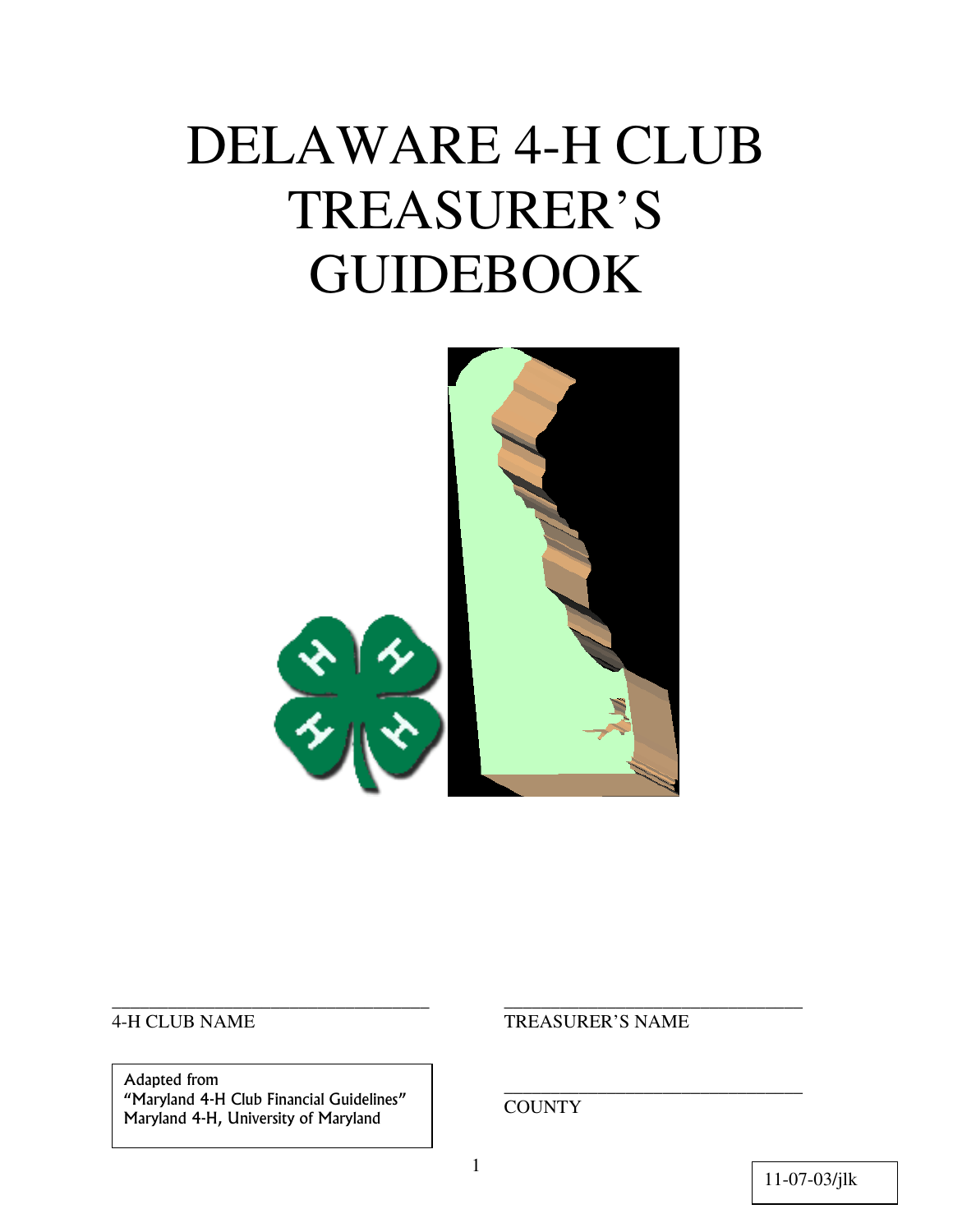# DELAWARE 4-H CLUB TREASURER'S GUIDEBOOK

\_\_\_\_\_\_\_\_\_\_\_\_\_\_\_\_\_\_\_\_\_\_\_\_\_\_\_\_\_\_\_\_\_\_\_\_
4-H CLUB NAME

\_\_\_\_\_\_\_\_\_\_\_\_\_\_\_\_\_\_\_\_\_\_\_\_\_\_\_\_\_\_\_\_\_\_\_\_
TREASURER'S NAME

Adapted from
"Maryland 4-H Club Financial Guidelines"
Maryland 4-H, University of Maryland

\_\_\_\_\_\_\_\_\_\_\_\_\_\_\_\_\_\_\_\_\_\_\_\_\_\_\_\_\_\_\_\_\_\_\_\_
COUNTY

11-07-03/jlk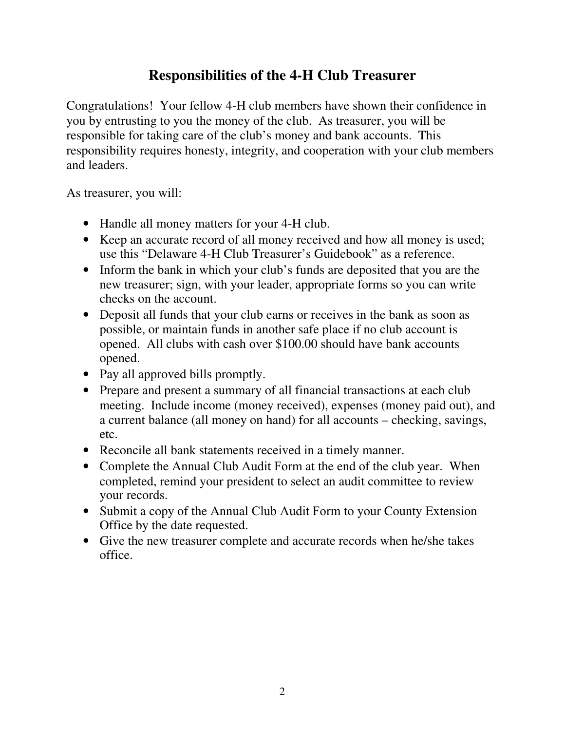# Responsibilities of the 4-H Club Treasurer

Congratulations! Your fellow 4-H club members have shown their confidence in you by entrusting to you the money of the club. As treasurer, you will be responsible for taking care of the club's money and bank accounts. This responsibility requires honesty, integrity, and cooperation with your club members and leaders.

As treasurer, you will:

- Handle all money matters for your 4-H club.
- Keep an accurate record of all money received and how all money is used; use this "Delaware 4-H Club Treasurer's Guidebook" as a reference.
- Inform the bank in which your club's funds are deposited that you are the new treasurer; sign, with your leader, appropriate forms so you can write checks on the account.
- Deposit all funds that your club earns or receives in the bank as soon as possible, or maintain funds in another safe place if no club account is opened. All clubs with cash over $100.00 should have bank accounts opened.
- Pay all approved bills promptly.
- Prepare and present a summary of all financial transactions at each club meeting. Include income (money received), expenses (money paid out), and a current balance (all money on hand) for all accounts – checking, savings, etc.
- Reconcile all bank statements received in a timely manner.
- Complete the Annual Club Audit Form at the end of the club year. When completed, remind your president to select an audit committee to review your records.
- Submit a copy of the Annual Club Audit Form to your County Extension Office by the date requested.
- Give the new treasurer complete and accurate records when he/she takes office.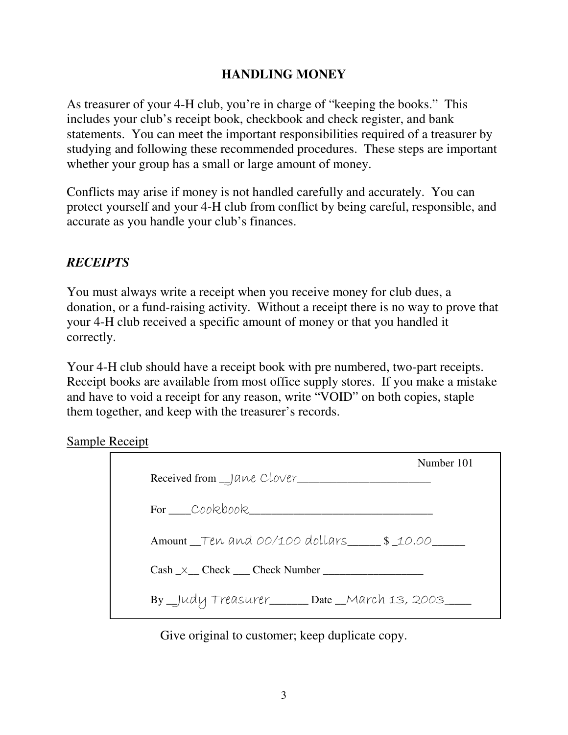## HANDLING MONEY

As treasurer of your 4-H club, you're in charge of "keeping the books." This includes your club's receipt book, checkbook and check register, and bank statements. You can meet the important responsibilities required of a treasurer by studying and following these recommended procedures. These steps are important whether your group has a small or large amount of money.

Conflicts may arise if money is not handled carefully and accurately. You can protect yourself and your 4-H club from conflict by being careful, responsible, and accurate as you handle your club's finances.

### *RECEIPTS*

You must always write a receipt when you receive money for club dues, a donation, or a fund-raising activity. Without a receipt there is no way to prove that your 4-H club received a specific amount of money or that you handled it correctly.

Your 4-H club should have a receipt book with pre numbered, two-part receipts. Receipt books are available from most office supply stores. If you make a mistake and have to void a receipt for any reason, write "VOID" on both copies, staple them together, and keep with the treasurer's records.

Sample Receipt

```
                                                    Number 101
Received from __Jane Clover______________________

For ____Cookbook_______________________________

Amount __Ten and 00/100 dollars_____ $ _10.00_____

Cash _x__ Check ___ Check Number _________________

By __Judy Treasurer______ Date __March 13, 2003____
```

Give original to customer; keep duplicate copy.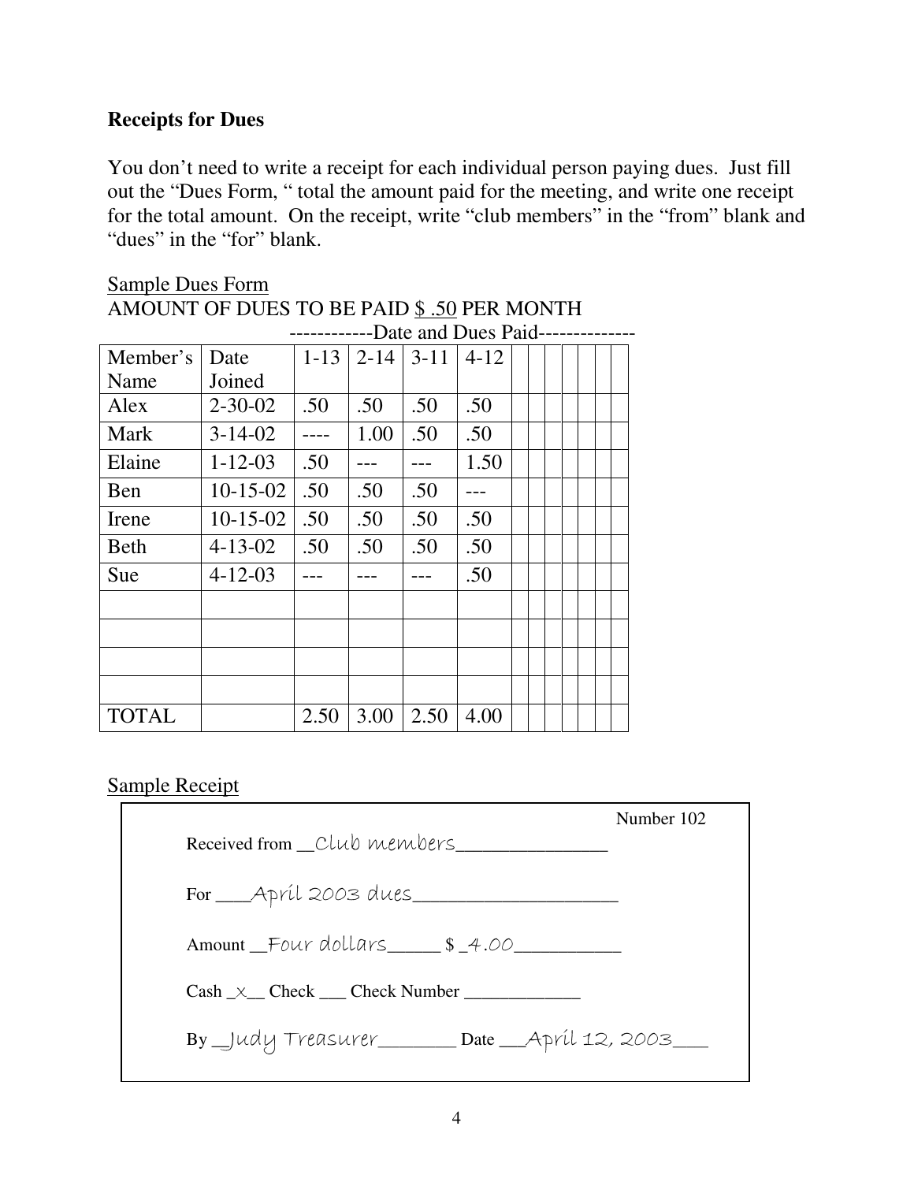## Receipts for Dues

You don't need to write a receipt for each individual person paying dues. Just fill out the "Dues Form, " total the amount paid for the meeting, and write one receipt for the total amount. On the receipt, write "club members" in the "from" blank and "dues" in the "for" blank.

Sample Dues Form

AMOUNT OF DUES TO BE PAID $ .50 PER MONTH

| | | ------------Date and Dues Paid------------- | | | | | | | | | | |
|---|---|---|---|---|---|---|---|---|---|---|---|---|
| Member's Name | Date Joined | 1-13 | 2-14 | 3-11 | 4-12 | | | | | | | |
| Alex | 2-30-02 | .50 | .50 | .50 | .50 | | | | | | | |
| Mark | 3-14-02 | ---- | 1.00 | .50 | .50 | | | | | | | |
| Elaine | 1-12-03 | .50 | --- | --- | 1.50 | | | | | | | |
| Ben | 10-15-02 | .50 | .50 | .50 | --- | | | | | | | |
| Irene | 10-15-02 | .50 | .50 | .50 | .50 | | | | | | | |
| Beth | 4-13-02 | .50 | .50 | .50 | .50 | | | | | | | |
| Sue | 4-12-03 | --- | --- | --- | .50 | | | | | | | |
| | | | | | | | | | | | | |
| | | | | | | | | | | | | |
| | | | | | | | | | | | | |
| | | | | | | | | | | | | |
| TOTAL | | 2.50 | 3.00 | 2.50 | 4.00 | | | | | | | |

Sample Receipt

Number 102

Received from __Club members________________

For ___April 2003 dues_____________________

Amount __Four dollars______ $ _4.00___________

Cash _x__ Check ___ Check Number _____________

By _Judy Treasurer________ Date __April 12, 2003___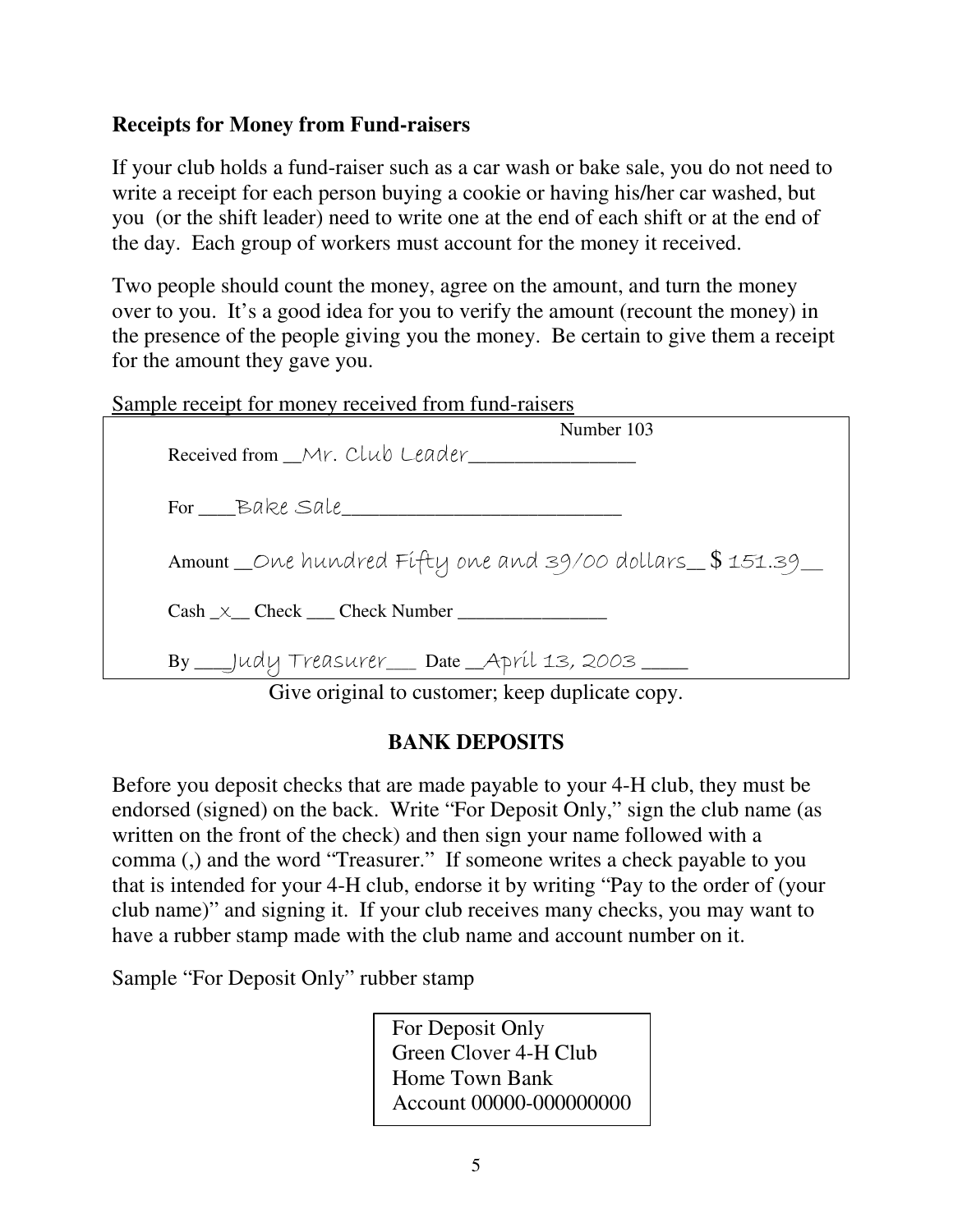**Receipts for Money from Fund-raisers**

If your club holds a fund-raiser such as a car wash or bake sale, you do not need to write a receipt for each person buying a cookie or having his/her car washed, but you (or the shift leader) need to write one at the end of each shift or at the end of the day. Each group of workers must account for the money it received.

Two people should count the money, agree on the amount, and turn the money over to you. It's a good idea for you to verify the amount (recount the money) in the presence of the people giving you the money. Be certain to give them a receipt for the amount they gave you.

Sample receipt for money received from fund-raisers

> Number 103
>
> Received from \_\_Mr. Club Leader\_\_\_\_\_\_\_\_\_\_\_\_\_\_\_\_
>
> For \_\_\_\_Bake Sale\_\_\_\_\_\_\_\_\_\_\_\_\_\_\_\_\_\_\_\_\_\_\_\_\_\_\_\_
>
> Amount \_\_One hundred Fifty one and 39/00 dollars\_\_ $ 151.39\_\_
>
> Cash \_x\_\_ Check \_\_\_ Check Number \_\_\_\_\_\_\_\_\_\_\_\_\_\_\_\_
>
> By \_\_\_Judy Treasurer\_\_\_ Date \_\_April 13, 2003 \_\_\_\_

Give original to customer; keep duplicate copy.

## BANK DEPOSITS

Before you deposit checks that are made payable to your 4-H club, they must be endorsed (signed) on the back. Write "For Deposit Only," sign the club name (as written on the front of the check) and then sign your name followed with a comma (,) and the word "Treasurer." If someone writes a check payable to you that is intended for your 4-H club, endorse it by writing "Pay to the order of (your club name)" and signing it. If your club receives many checks, you may want to have a rubber stamp made with the club name and account number on it.

Sample "For Deposit Only" rubber stamp

> For Deposit Only
> Green Clover 4-H Club
> Home Town Bank
> Account 00000-000000000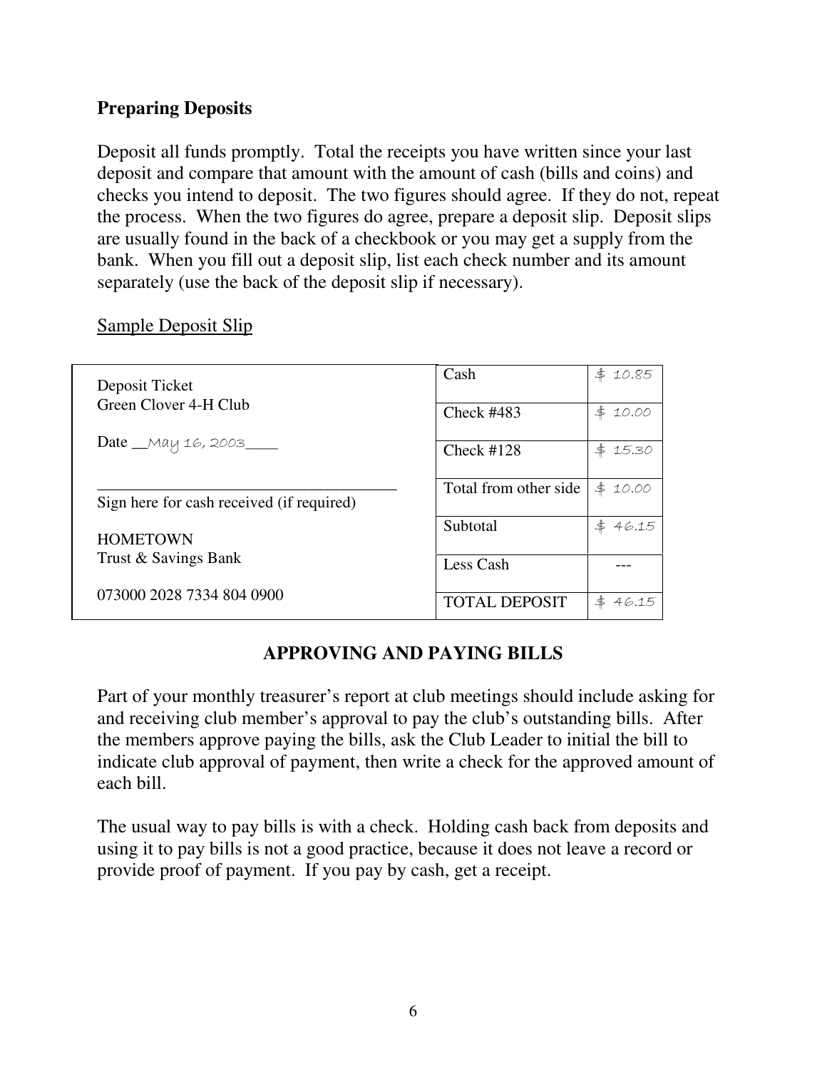### Preparing Deposits

Deposit all funds promptly. Total the receipts you have written since your last deposit and compare that amount with the amount of cash (bills and coins) and checks you intend to deposit. The two figures should agree. If they do not, repeat the process. When the two figures do agree, prepare a deposit slip. Deposit slips are usually found in the back of a checkbook or you may get a supply from the bank. When you fill out a deposit slip, list each check number and its amount separately (use the back of the deposit slip if necessary).

Sample Deposit Slip

| Deposit Ticket<br>Green Clover 4-H Club<br><br>Date __May 16, 2003____<br><br>______________________________________<br>Sign here for cash received (if required)<br><br>HOMETOWN<br>Trust & Savings Bank<br><br>073000 2028 7334 804 0900 | | |
|---|---|---|
| | Cash | $ 10.85 |
| | Check #483 | $ 10.00 |
| | Check #128 | $ 15.30 |
| | Total from other side | $ 10.00 |
| | Subtotal | $ 46.15 |
| | Less Cash | --- |
| | TOTAL DEPOSIT | $ 46.15 |

## APPROVING AND PAYING BILLS

Part of your monthly treasurer's report at club meetings should include asking for and receiving club member's approval to pay the club's outstanding bills. After the members approve paying the bills, ask the Club Leader to initial the bill to indicate club approval of payment, then write a check for the approved amount of each bill.

The usual way to pay bills is with a check. Holding cash back from deposits and using it to pay bills is not a good practice, because it does not leave a record or provide proof of payment. If you pay by cash, get a receipt.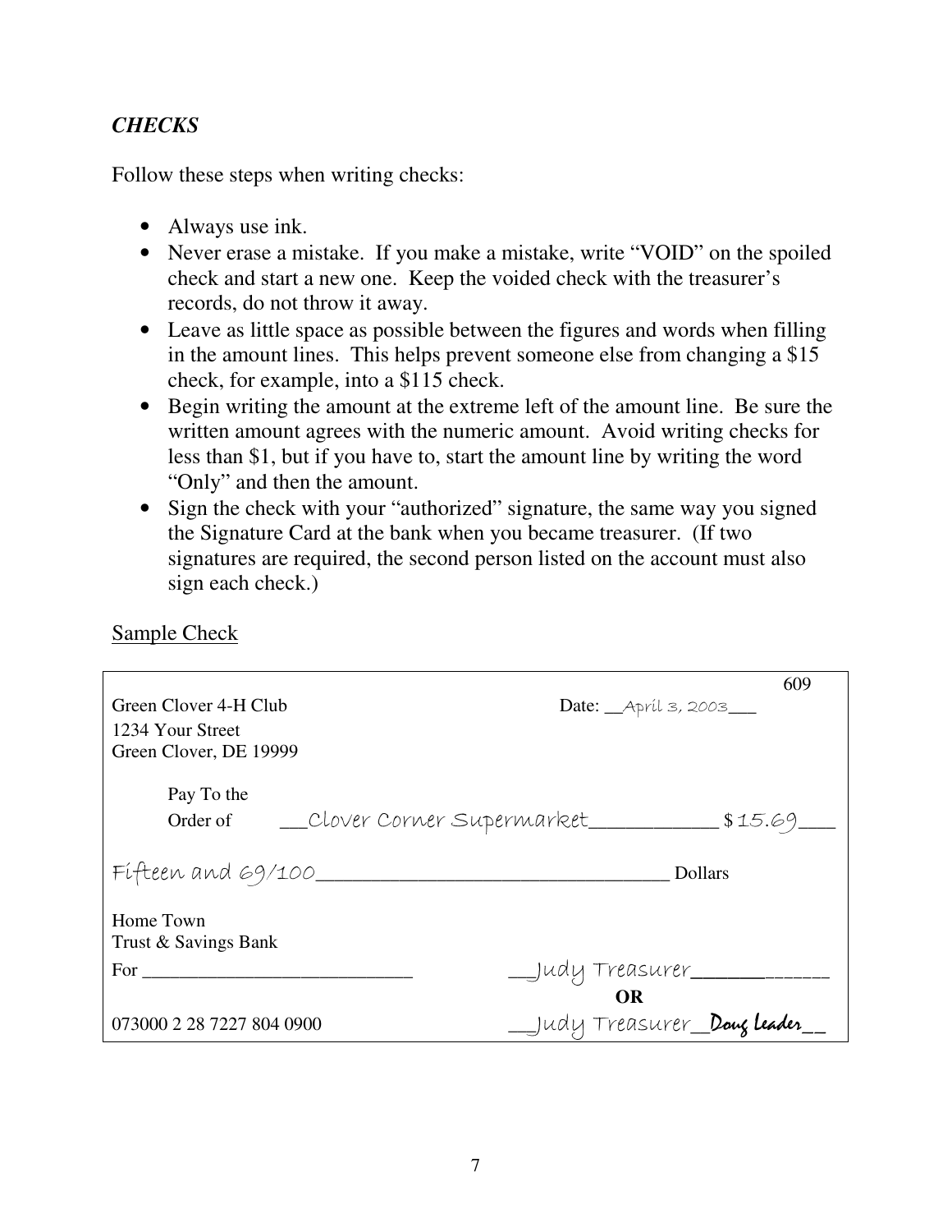### *CHECKS*

Follow these steps when writing checks:

- Always use ink.
- Never erase a mistake. If you make a mistake, write "VOID" on the spoiled check and start a new one. Keep the voided check with the treasurer's records, do not throw it away.
- Leave as little space as possible between the figures and words when filling in the amount lines. This helps prevent someone else from changing a $15 check, for example, into a $115 check.
- Begin writing the amount at the extreme left of the amount line. Be sure the written amount agrees with the numeric amount. Avoid writing checks for less than $1, but if you have to, start the amount line by writing the word "Only" and then the amount.
- Sign the check with your "authorized" signature, the same way you signed the Signature Card at the bank when you became treasurer. (If two signatures are required, the second person listed on the account must also sign each check.)

<u>Sample Check</u>

609

Green Clover 4-H Club
1234 Your Street
Green Clover, DE 19999

Date: __April 3, 2003___

Pay To the
Order of __Clover Corner Supermarket____________ $15.69___

Fifteen and 69/100___________________________________ Dollars

Home Town
Trust & Savings Bank

For ____________________________ __Judy Treasurer_____________

**OR**

073000 2 28 7227 804 0900 __Judy Treasurer__Doug Leader__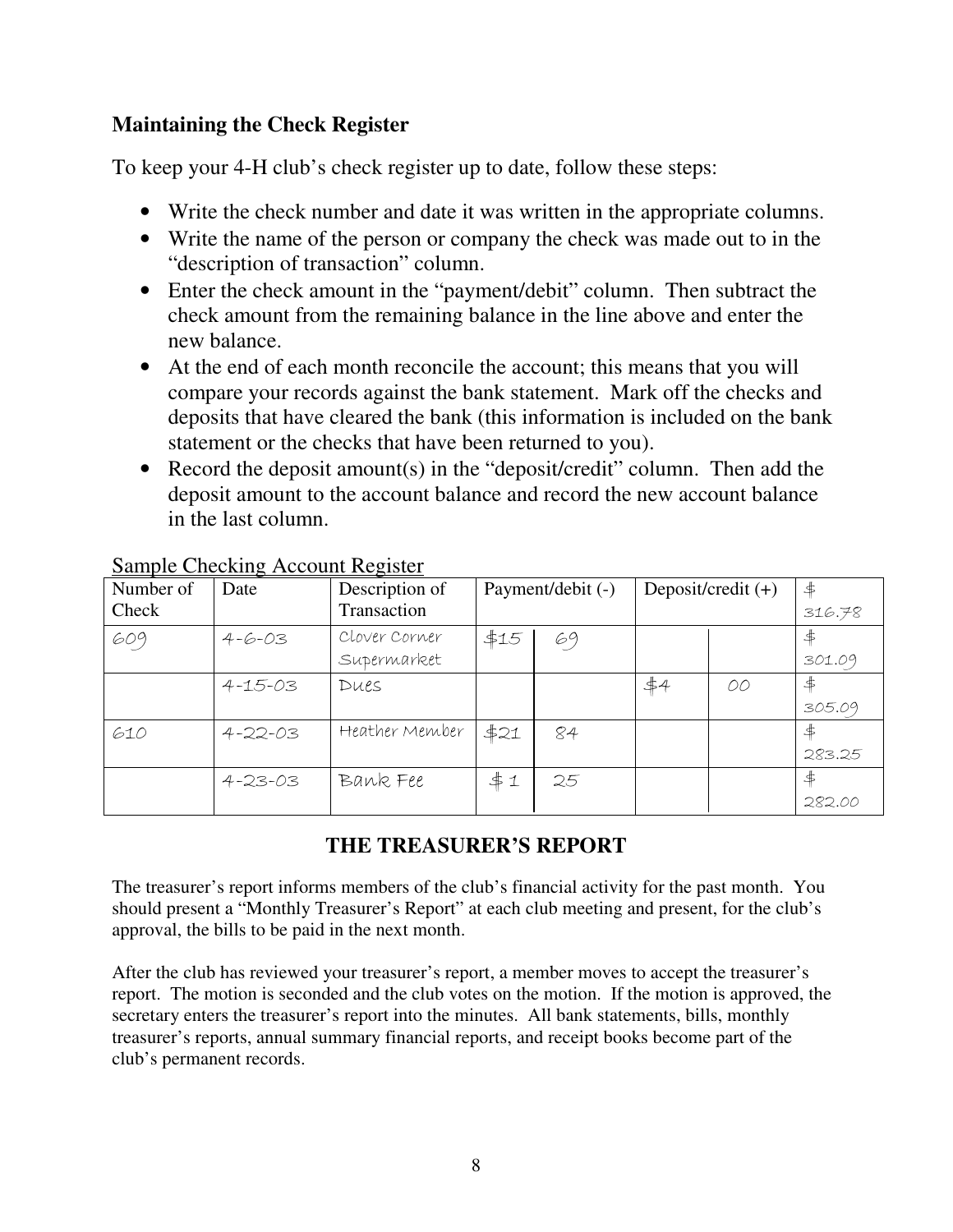### Maintaining the Check Register

To keep your 4-H club's check register up to date, follow these steps:

- Write the check number and date it was written in the appropriate columns.
- Write the name of the person or company the check was made out to in the "description of transaction" column.
- Enter the check amount in the "payment/debit" column. Then subtract the check amount from the remaining balance in the line above and enter the new balance.
- At the end of each month reconcile the account; this means that you will compare your records against the bank statement. Mark off the checks and deposits that have cleared the bank (this information is included on the bank statement or the checks that have been returned to you).
- Record the deposit amount(s) in the "deposit/credit" column. Then add the deposit amount to the account balance and record the new account balance in the last column.

Sample Checking Account Register

| Number of Check | Date | Description of Transaction | Payment/debit (-) | | Deposit/credit (+) | | $ 316.78 |
|---|---|---|---|---|---|---|---|
| 609 | 4-6-03 | Clover Corner Supermarket | $15 | 69 | | | $ 301.09 |
| | 4-15-03 | Dues | | | $4 | 00 | $ 305.09 |
| 610 | 4-22-03 | Heather Member | $21 | 84 | | | $ 283.25 |
| | 4-23-03 | Bank Fee | $ 1 | 25 | | | $ 282.00 |

## THE TREASURER'S REPORT

The treasurer's report informs members of the club's financial activity for the past month. You should present a "Monthly Treasurer's Report" at each club meeting and present, for the club's approval, the bills to be paid in the next month.

After the club has reviewed your treasurer's report, a member moves to accept the treasurer's report. The motion is seconded and the club votes on the motion. If the motion is approved, the secretary enters the treasurer's report into the minutes. All bank statements, bills, monthly treasurer's reports, annual summary financial reports, and receipt books become part of the club's permanent records.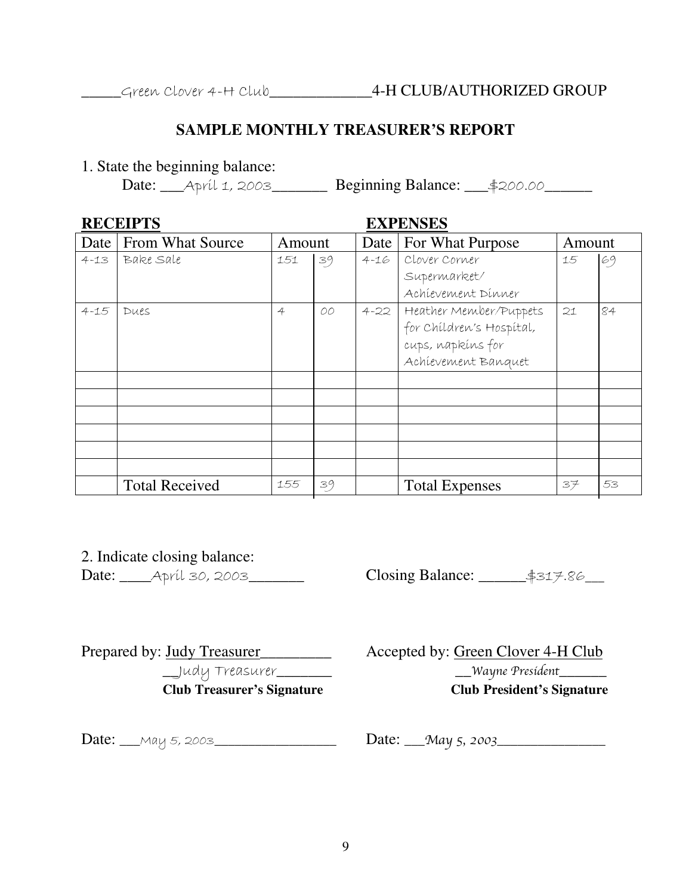_____Green Clover 4-H Club_____________4-H CLUB/AUTHORIZED GROUP

## SAMPLE MONTHLY TREASURER'S REPORT

1. State the beginning balance:

   Date: ___April 1, 2003_______ Beginning Balance: ___$200.00______

| **RECEIPTS** | | | | **EXPENSES** | | | |
|---|---|---|---|---|---|---|---|
| Date | From What Source | Amount | | Date | For What Purpose | Amount | |
| 4-13 | Bake Sale | 151 | 39 | 4-16 | Clover Corner Supermarket/ Achievement Dinner | 15 | 69 |
| 4-15 | Dues | 4 | 00 | 4-22 | Heather Member/Puppets for Children's Hospital, cups, napkins for Achievement Banquet | 21 | 84 |
| | | | | | | | |
| | | | | | | | |
| | | | | | | | |
| | | | | | | | |
| | | | | | | | |
| | | | | | | | |
| | Total Received | 155 | 39 | | Total Expenses | 37 | 53 |

2. Indicate closing balance:

Date: ____April 30, 2003_______ Closing Balance: ______$317.86__

Prepared by: Judy Treasurer_________

__Judy Treasurer_______

**Club Treasurer's Signature**

Accepted by: Green Clover 4-H Club

__*Wayne President*_______

**Club President's Signature**

Date: __May 5, 2003________________

Date: ___*May 5, 2003*______________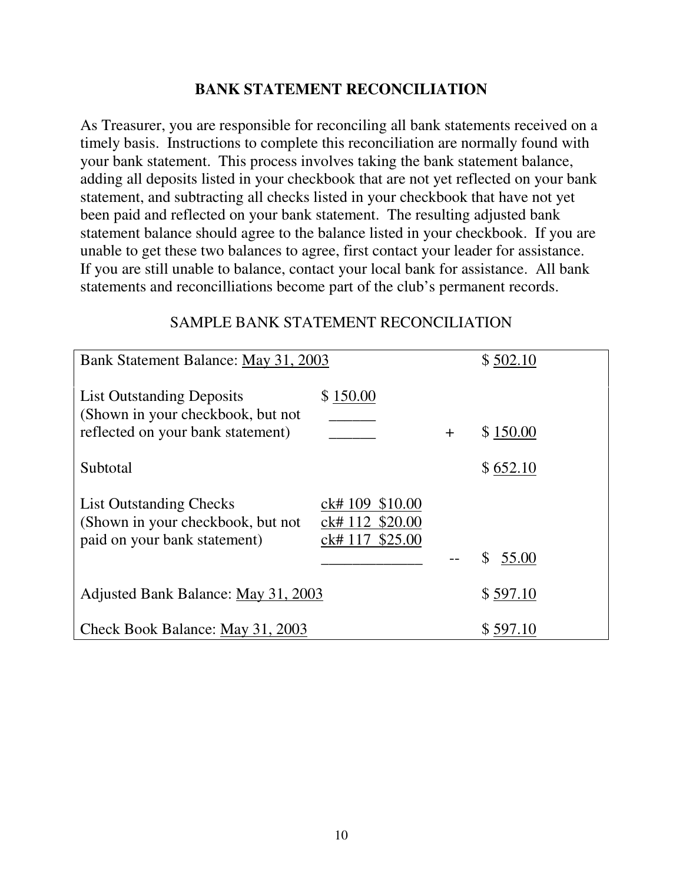## BANK STATEMENT RECONCILIATION

As Treasurer, you are responsible for reconciling all bank statements received on a timely basis. Instructions to complete this reconciliation are normally found with your bank statement. This process involves taking the bank statement balance, adding all deposits listed in your checkbook that are not yet reflected on your bank statement, and subtracting all checks listed in your checkbook that have not yet been paid and reflected on your bank statement. The resulting adjusted bank statement balance should agree to the balance listed in your checkbook. If you are unable to get these two balances to agree, first contact your leader for assistance. If you are still unable to balance, contact your local bank for assistance. All bank statements and reconcilliations become part of the club's permanent records.

### SAMPLE BANK STATEMENT RECONCILIATION

| | | | |
|---|---|---|---|
| Bank Statement Balance: May 31, 2003 | | | $ 502.10 |
| List Outstanding Deposits (Shown in your checkbook, but not reflected on your bank statement) | $ 150.00<br>______<br>______ | + | $ 150.00 |
| Subtotal | | | $ 652.10 |
| List Outstanding Checks (Shown in your checkbook, but not paid on your bank statement) | ck# 109 $10.00<br>ck# 112 $20.00<br>ck# 117 $25.00<br>_____________ | -- | $ 55.00 |
| Adjusted Bank Balance: May 31, 2003 | | | $ 597.10 |
| Check Book Balance: May 31, 2003 | | | $ 597.10 |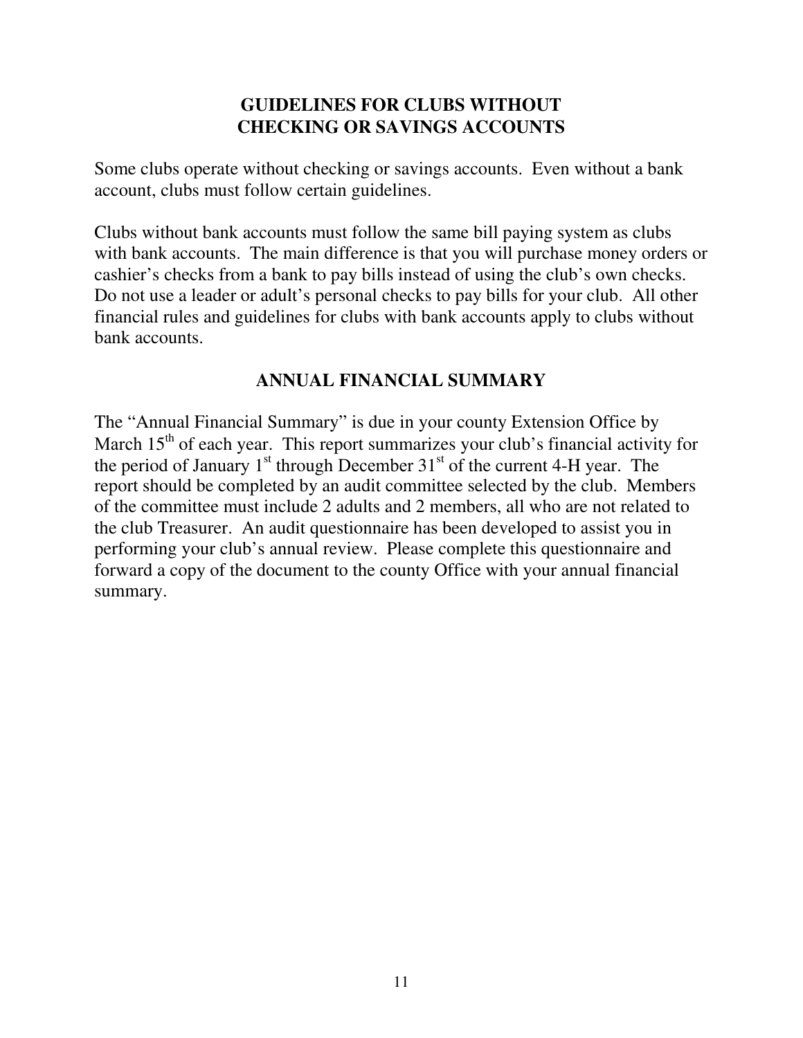## GUIDELINES FOR CLUBS WITHOUT CHECKING OR SAVINGS ACCOUNTS

Some clubs operate without checking or savings accounts. Even without a bank account, clubs must follow certain guidelines.

Clubs without bank accounts must follow the same bill paying system as clubs with bank accounts. The main difference is that you will purchase money orders or cashier's checks from a bank to pay bills instead of using the club's own checks. Do not use a leader or adult's personal checks to pay bills for your club. All other financial rules and guidelines for clubs with bank accounts apply to clubs without bank accounts.

## ANNUAL FINANCIAL SUMMARY

The "Annual Financial Summary" is due in your county Extension Office by March 15th of each year. This report summarizes your club's financial activity for the period of January 1st through December 31st of the current 4-H year. The report should be completed by an audit committee selected by the club. Members of the committee must include 2 adults and 2 members, all who are not related to the club Treasurer. An audit questionnaire has been developed to assist you in performing your club's annual review. Please complete this questionnaire and forward a copy of the document to the county Office with your annual financial summary.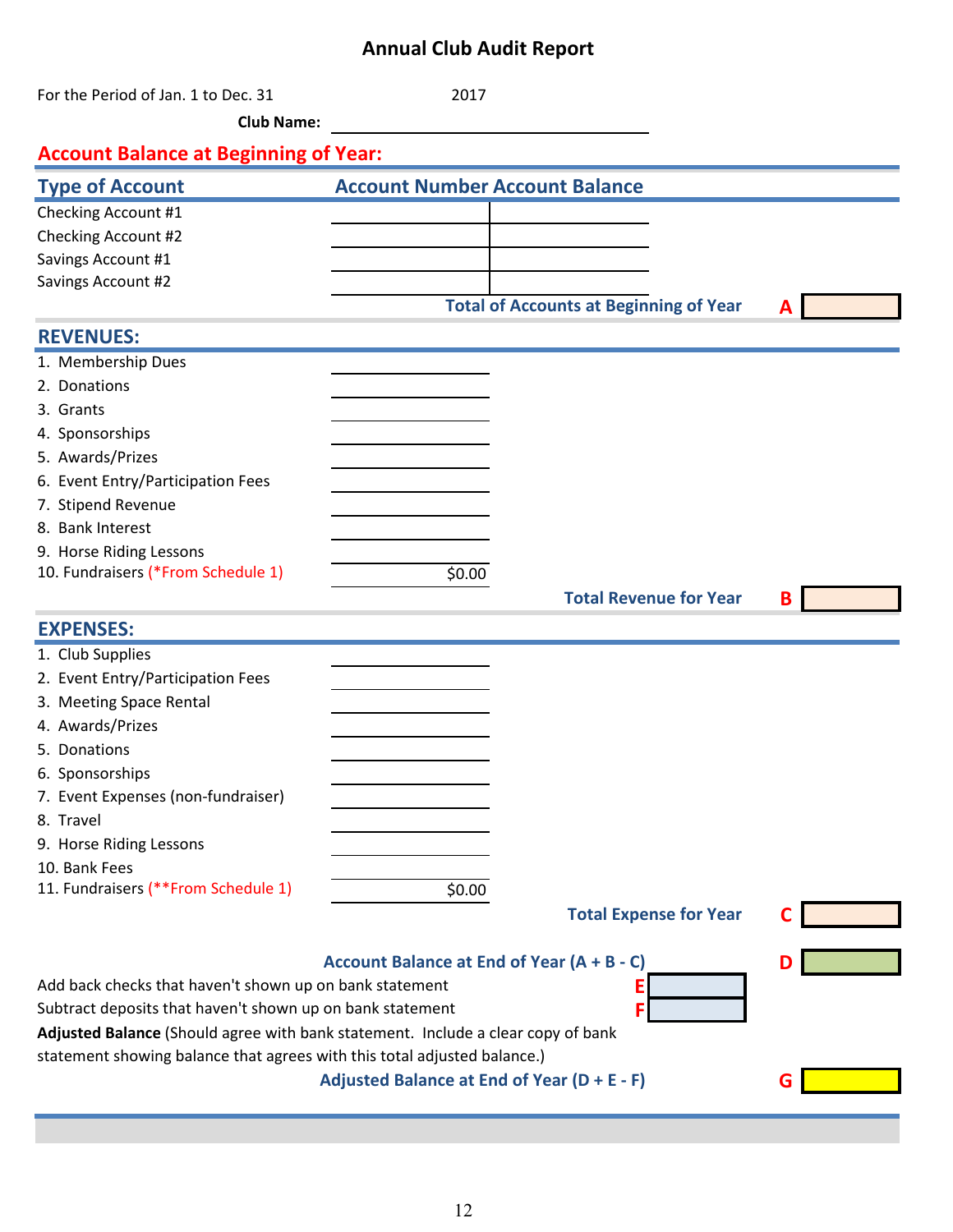# Annual Club Audit Report

For the Period of Jan. 1 to Dec. 31 2017

**Club Name:** ____________________

## Account Balance at Beginning of Year:

| Type of Account | Account Number | Account Balance |
|---|---|---|
| Checking Account #1 | | |
| Checking Account #2 | | |
| Savings Account #1 | | |
| Savings Account #2 | | |

**Total of Accounts at Beginning of Year** **A** ______

## REVENUES:

| | |
|---|---|
| 1. Membership Dues | |
| 2. Donations | |
| 3. Grants | |
| 4. Sponsorships | |
| 5. Awards/Prizes | |
| 6. Event Entry/Participation Fees | |
| 7. Stipend Revenue | |
| 8. Bank Interest | |
| 9. Horse Riding Lessons | |
| 10. Fundraisers (*From Schedule 1) | $0.00 |

**Total Revenue for Year** **B** ______

## EXPENSES:

| | |
|---|---|
| 1. Club Supplies | |
| 2. Event Entry/Participation Fees | |
| 3. Meeting Space Rental | |
| 4. Awards/Prizes | |
| 5. Donations | |
| 6. Sponsorships | |
| 7. Event Expenses (non-fundraiser) | |
| 8. Travel | |
| 9. Horse Riding Lessons | |
| 10. Bank Fees | |
| 11. Fundraisers (**From Schedule 1) | $0.00 |

**Total Expense for Year** **C** ______

**Account Balance at End of Year (A + B - C)** **D** ______

Add back checks that haven't shown up on bank statement **E** ______

Subtract deposits that haven't shown up on bank statement **F** ______

**Adjusted Balance** (Should agree with bank statement. Include a clear copy of bank statement showing balance that agrees with this total adjusted balance.)

**Adjusted Balance at End of Year (D + E - F)** **G** ______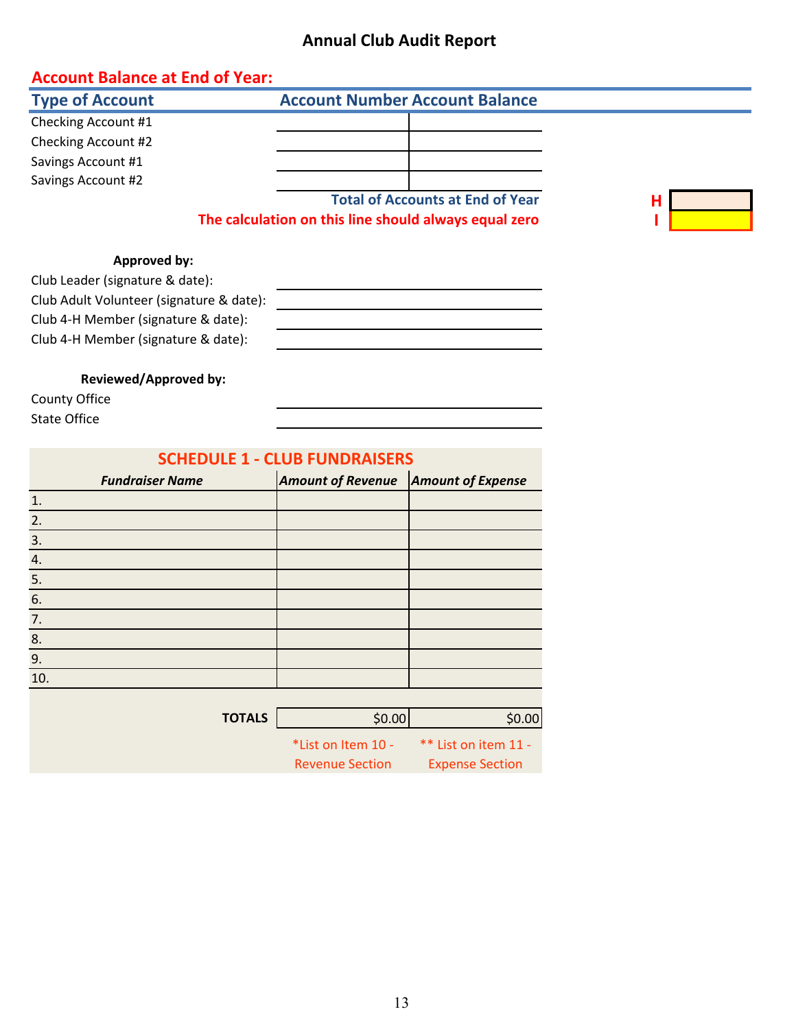# Annual Club Audit Report

## Account Balance at End of Year:

| Type of Account | Account Number | Account Balance |
|---|---|---|
| Checking Account #1 | | |
| Checking Account #2 | | |
| Savings Account #1 | | |
| Savings Account #2 | | |

**Total of Accounts at End of Year** — **H**

**The calculation on this line should always equal zero** — **I**

**Approved by:**

Club Leader (signature & date): ____________________

Club Adult Volunteer (signature & date): ____________________

Club 4-H Member (signature & date): ____________________

Club 4-H Member (signature & date): ____________________

**Reviewed/Approved by:**

County Office ____________________

State Office ____________________

## SCHEDULE 1 - CLUB FUNDRAISERS

| *Fundraiser Name* | *Amount of Revenue* | *Amount of Expense* |
|---|---|---|
| 1. | | |
| 2. | | |
| 3. | | |
| 4. | | |
| 5. | | |
| 6. | | |
| 7. | | |
| 8. | | |
| 9. | | |
| 10. | | |
| **TOTALS** | $0.00 | $0.00 |
| | *List on Item 10 - Revenue Section | ** List on item 11 - Expense Section |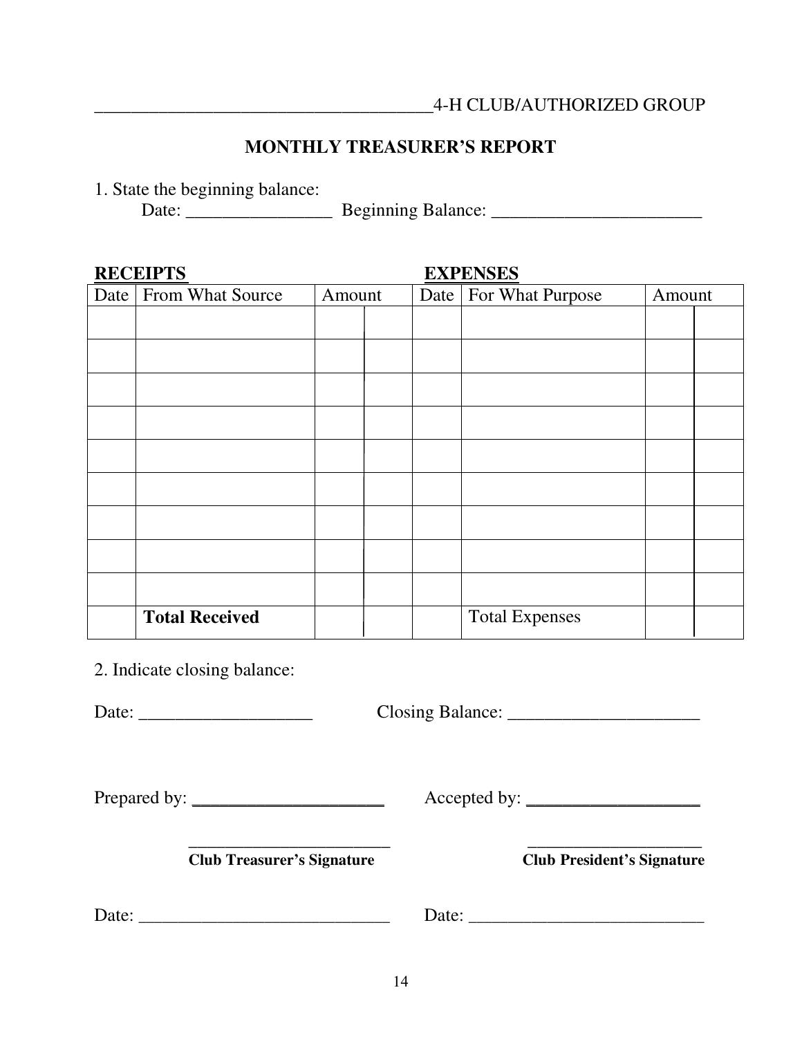_____________________________________4-H CLUB/AUTHORIZED GROUP

## MONTHLY TREASURER'S REPORT

1. State the beginning balance:
   Date: ________________ Beginning Balance: _______________________

**RECEIPTS** / **EXPENSES**

| Date | From What Source | Amount | | Date | For What Purpose | Amount | |
|---|---|---|---|---|---|---|---|
| | | | | | | | |
| | | | | | | | |
| | | | | | | | |
| | | | | | | | |
| | | | | | | | |
| | | | | | | | |
| | | | | | | | |
| | | | | | | | |
| | | | | | | | |
| | **Total Received** | | | | Total Expenses | | |

2. Indicate closing balance:

Date: ___________________ Closing Balance: _____________________

Prepared by: _____________________ Accepted by: ___________________

________________________ ____________________
**Club Treasurer's Signature** **Club President's Signature**

Date: ____________________________ Date: __________________________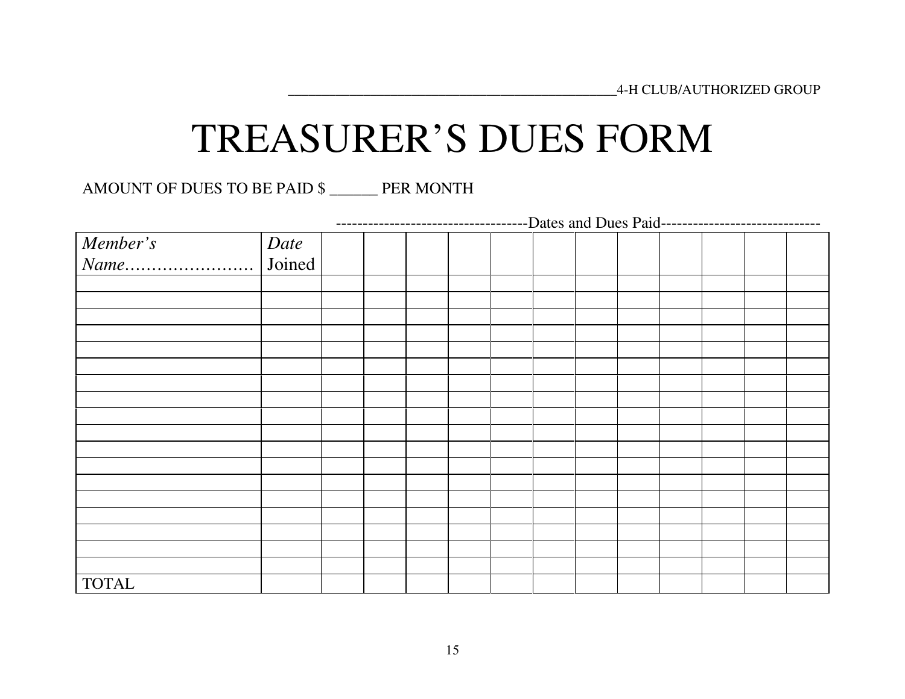_______________________________________________4-H CLUB/AUTHORIZED GROUP

# TREASURER'S DUES FORM

AMOUNT OF DUES TO BE PAID $ ______ PER MONTH

| | | ----------------------------------Dates and Dues Paid------------------------------ | | | | | | | | | | | |
|---|---|---|---|---|---|---|---|---|---|---|---|---|---|
| *Member's Name*…………………… | *Date* Joined | | | | | | | | | | | | |
| | | | | | | | | | | | | | |
| | | | | | | | | | | | | | |
| | | | | | | | | | | | | | |
| | | | | | | | | | | | | | |
| | | | | | | | | | | | | | |
| | | | | | | | | | | | | | |
| | | | | | | | | | | | | | |
| | | | | | | | | | | | | | |
| | | | | | | | | | | | | | |
| | | | | | | | | | | | | | |
| | | | | | | | | | | | | | |
| | | | | | | | | | | | | | |
| | | | | | | | | | | | | | |
| | | | | | | | | | | | | | |
| | | | | | | | | | | | | | |
| | | | | | | | | | | | | | |
| | | | | | | | | | | | | | |
| | | | | | | | | | | | | | |
| TOTAL | | | | | | | | | | | | | |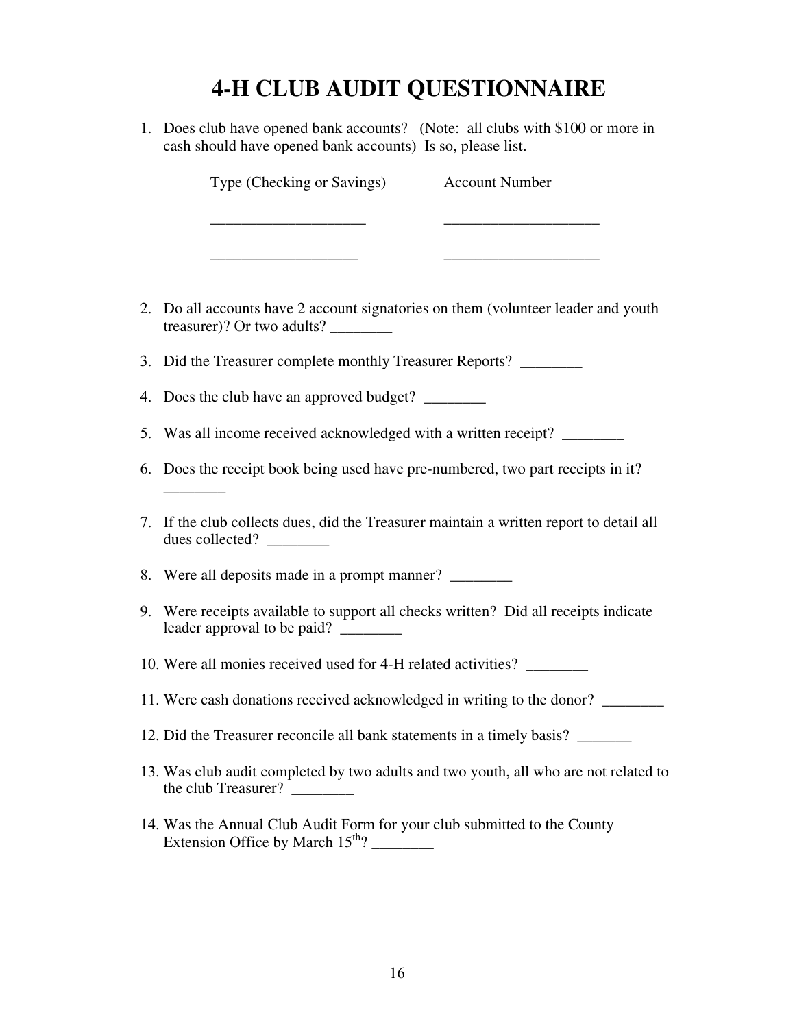# 4-H CLUB AUDIT QUESTIONNAIRE

1. Does club have opened bank accounts? (Note: all clubs with $100 or more in cash should have opened bank accounts) Is so, please list.

   | Type (Checking or Savings) | Account Number |
   | --- | --- |
   | ____________________ | ____________________ |
   | ___________________ | ____________________ |

2. Do all accounts have 2 account signatories on them (volunteer leader and youth treasurer)? Or two adults? ________

3. Did the Treasurer complete monthly Treasurer Reports? ________

4. Does the club have an approved budget? ________

5. Was all income received acknowledged with a written receipt? ________

6. Does the receipt book being used have pre-numbered, two part receipts in it? ________

7. If the club collects dues, did the Treasurer maintain a written report to detail all dues collected? ________

8. Were all deposits made in a prompt manner? ________

9. Were receipts available to support all checks written? Did all receipts indicate leader approval to be paid? ________

10. Were all monies received used for 4-H related activities? ________

11. Were cash donations received acknowledged in writing to the donor? ________

12. Did the Treasurer reconcile all bank statements in a timely basis? _______

13. Was club audit completed by two adults and two youth, all who are not related to the club Treasurer? ________

14. Was the Annual Club Audit Form for your club submitted to the County Extension Office by March 15th? ________